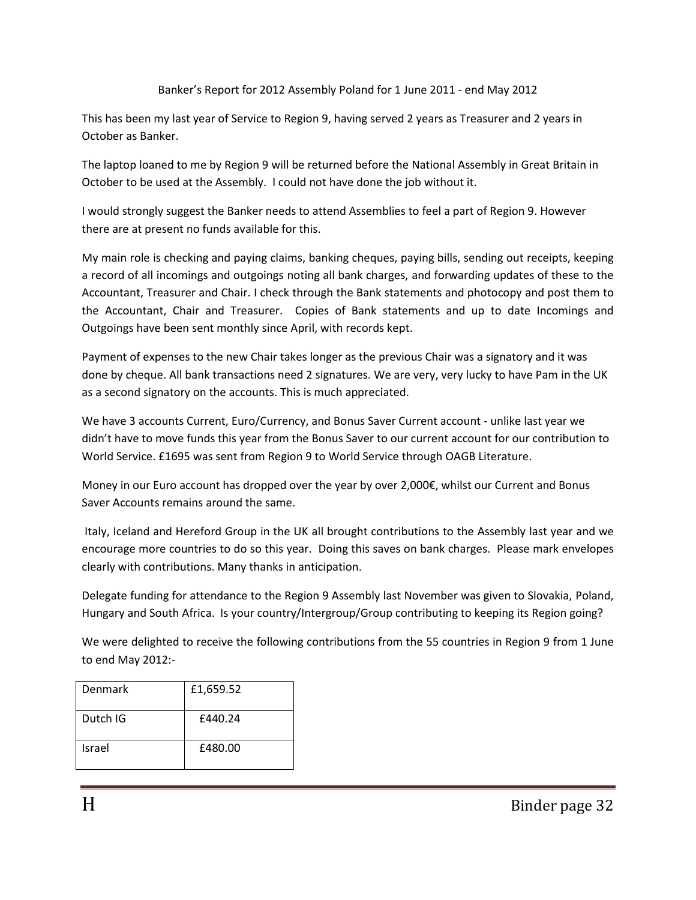Banker's Report for 2012 Assembly Poland for 1 June 2011 - end May 2012

This has been my last year of Service to Region 9, having served 2 years as Treasurer and 2 years in October as Banker.

The laptop loaned to me by Region 9 will be returned before the National Assembly in Great Britain in October to be used at the Assembly. I could not have done the job without it.

I would strongly suggest the Banker needs to attend Assemblies to feel a part of Region 9. However there are at present no funds available for this.

My main role is checking and paying claims, banking cheques, paying bills, sending out receipts, keeping a record of all incomings and outgoings noting all bank charges, and forwarding updates of these to the Accountant, Treasurer and Chair. I check through the Bank statements and photocopy and post them to the Accountant, Chair and Treasurer. Copies of Bank statements and up to date Incomings and Outgoings have been sent monthly since April, with records kept.

Payment of expenses to the new Chair takes longer as the previous Chair was a signatory and it was done by cheque. All bank transactions need 2 signatures. We are very, very lucky to have Pam in the UK as a second signatory on the accounts. This is much appreciated.

We have 3 accounts Current, Euro/Currency, and Bonus Saver Current account - unlike last year we didn't have to move funds this year from the Bonus Saver to our current account for our contribution to World Service. £1695 was sent from Region 9 to World Service through OAGB Literature.

Money in our Euro account has dropped over the year by over 2,000€, whilst our Current and Bonus Saver Accounts remains around the same.

Italy, Iceland and Hereford Group in the UK all brought contributions to the Assembly last year and we encourage more countries to do so this year. Doing this saves on bank charges. Please mark envelopes clearly with contributions. Many thanks in anticipation.

Delegate funding for attendance to the Region 9 Assembly last November was given to Slovakia, Poland, Hungary and South Africa. Is your country/Intergroup/Group contributing to keeping its Region going?

We were delighted to receive the following contributions from the 55 countries in Region 9 from 1 June to end May 2012:-

| Denmark | £1,659.52 |
|---|---|
| Dutch IG | £440.24 |
| Israel | £480.00 |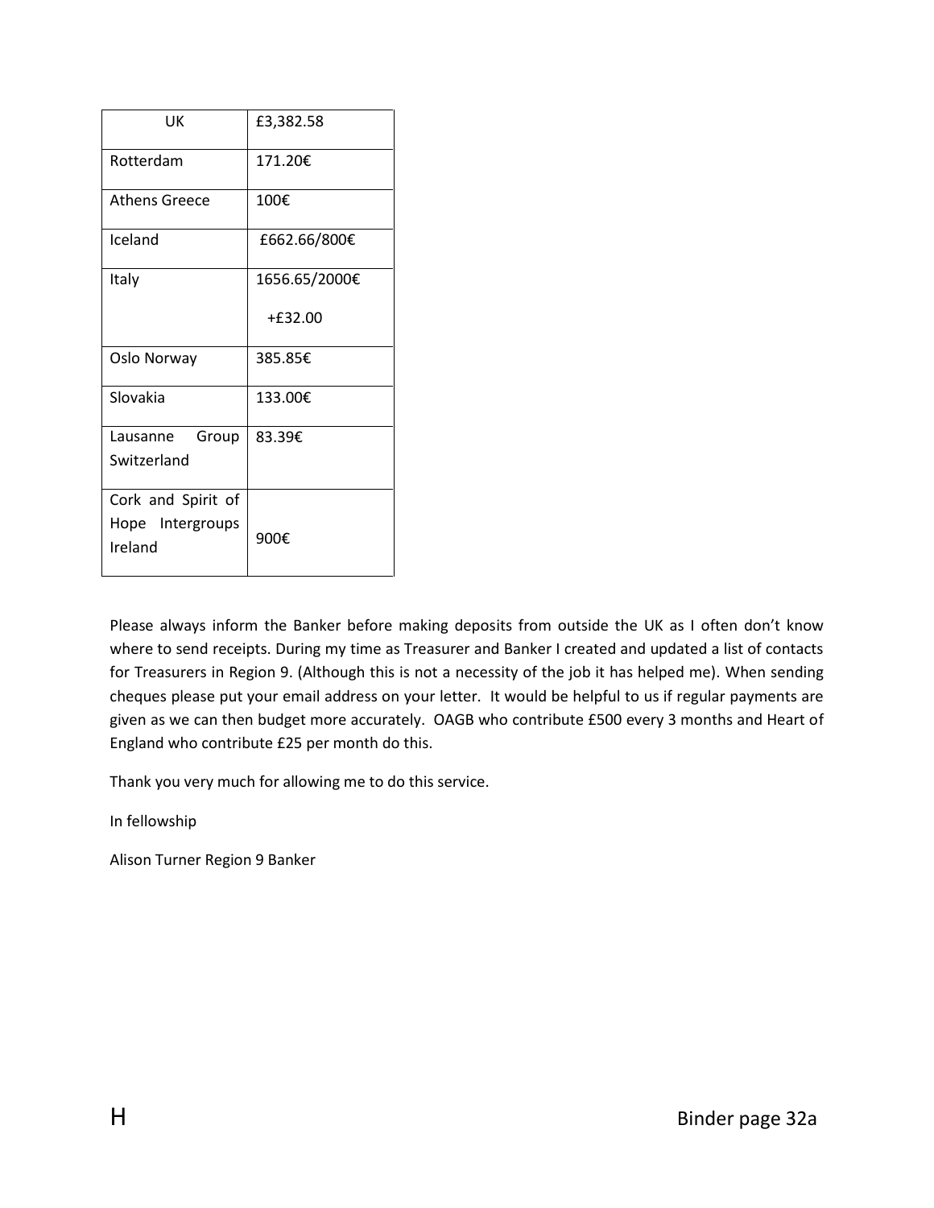| | |
|---|---|
| UK | £3,382.58 |
| Rotterdam | 171.20€ |
| Athens Greece | 100€ |
| Iceland | £662.66/800€ |
| Italy | 1656.65/2000€ +£32.00 |
| Oslo Norway | 385.85€ |
| Slovakia | 133.00€ |
| Lausanne Group Switzerland | 83.39€ |
| Cork and Spirit of Hope Intergroups Ireland | 900€ |

Please always inform the Banker before making deposits from outside the UK as I often don't know where to send receipts. During my time as Treasurer and Banker I created and updated a list of contacts for Treasurers in Region 9. (Although this is not a necessity of the job it has helped me). When sending cheques please put your email address on your letter. It would be helpful to us if regular payments are given as we can then budget more accurately. OAGB who contribute £500 every 3 months and Heart of England who contribute £25 per month do this.

Thank you very much for allowing me to do this service.

In fellowship

Alison Turner Region 9 Banker

H

Binder page 32a